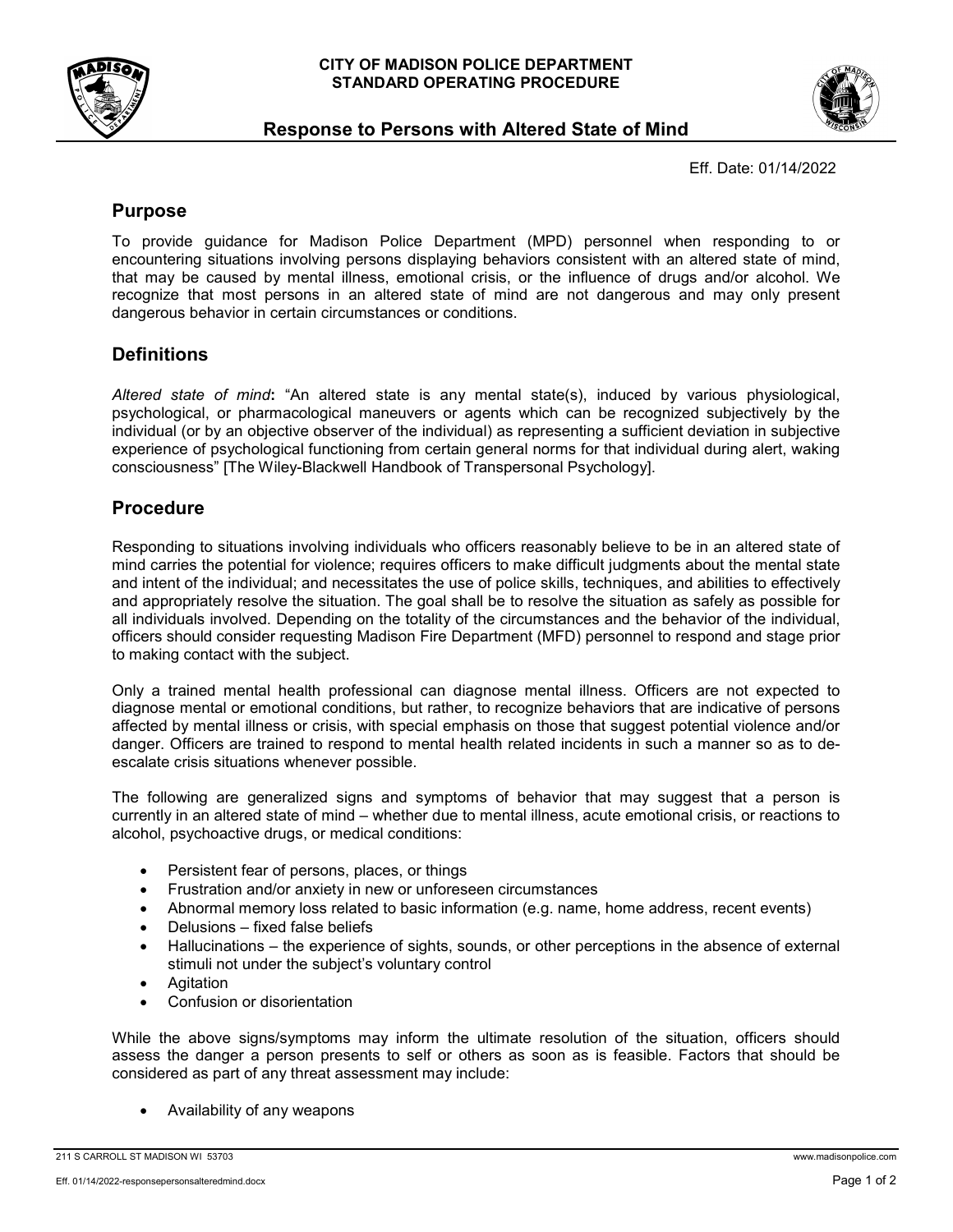**CITY OF MADISON POLICE DEPARTMENT**
**STANDARD OPERATING PROCEDURE**

# Response to Persons with Altered State of Mind

Eff. Date: 01/14/2022

## Purpose

To provide guidance for Madison Police Department (MPD) personnel when responding to or encountering situations involving persons displaying behaviors consistent with an altered state of mind, that may be caused by mental illness, emotional crisis, or the influence of drugs and/or alcohol. We recognize that most persons in an altered state of mind are not dangerous and may only present dangerous behavior in certain circumstances or conditions.

## Definitions

*Altered state of mind*: "An altered state is any mental state(s), induced by various physiological, psychological, or pharmacological maneuvers or agents which can be recognized subjectively by the individual (or by an objective observer of the individual) as representing a sufficient deviation in subjective experience of psychological functioning from certain general norms for that individual during alert, waking consciousness" [The Wiley-Blackwell Handbook of Transpersonal Psychology].

## Procedure

Responding to situations involving individuals who officers reasonably believe to be in an altered state of mind carries the potential for violence; requires officers to make difficult judgments about the mental state and intent of the individual; and necessitates the use of police skills, techniques, and abilities to effectively and appropriately resolve the situation. The goal shall be to resolve the situation as safely as possible for all individuals involved. Depending on the totality of the circumstances and the behavior of the individual, officers should consider requesting Madison Fire Department (MFD) personnel to respond and stage prior to making contact with the subject.

Only a trained mental health professional can diagnose mental illness. Officers are not expected to diagnose mental or emotional conditions, but rather, to recognize behaviors that are indicative of persons affected by mental illness or crisis, with special emphasis on those that suggest potential violence and/or danger. Officers are trained to respond to mental health related incidents in such a manner so as to de-escalate crisis situations whenever possible.

The following are generalized signs and symptoms of behavior that may suggest that a person is currently in an altered state of mind – whether due to mental illness, acute emotional crisis, or reactions to alcohol, psychoactive drugs, or medical conditions:

- Persistent fear of persons, places, or things
- Frustration and/or anxiety in new or unforeseen circumstances
- Abnormal memory loss related to basic information (e.g. name, home address, recent events)
- Delusions – fixed false beliefs
- Hallucinations – the experience of sights, sounds, or other perceptions in the absence of external stimuli not under the subject's voluntary control
- Agitation
- Confusion or disorientation

While the above signs/symptoms may inform the ultimate resolution of the situation, officers should assess the danger a person presents to self or others as soon as is feasible. Factors that should be considered as part of any threat assessment may include:

- Availability of any weapons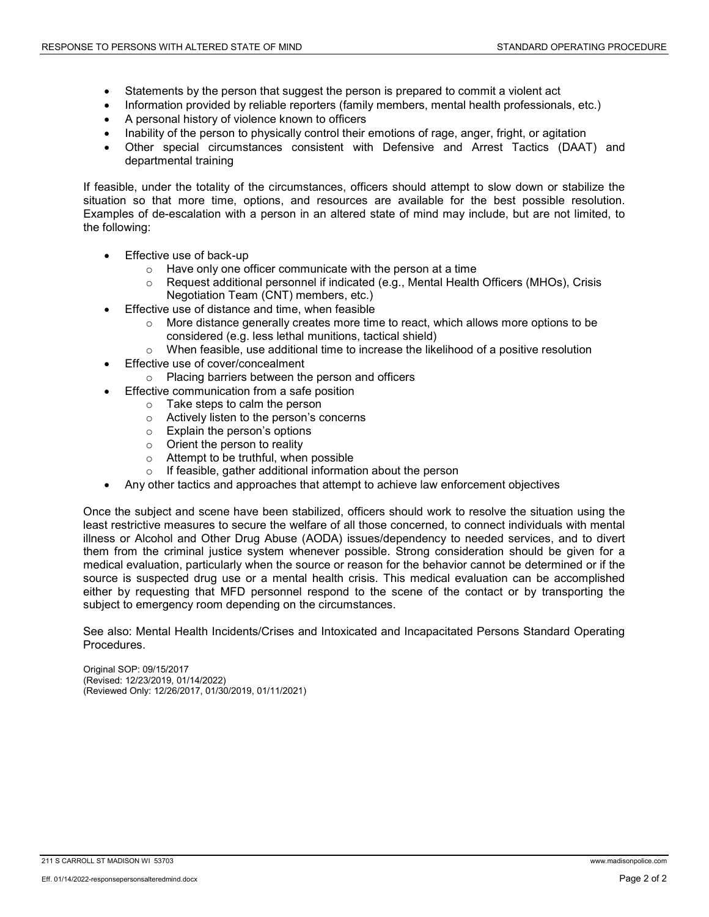- Statements by the person that suggest the person is prepared to commit a violent act
- Information provided by reliable reporters (family members, mental health professionals, etc.)
- A personal history of violence known to officers
- Inability of the person to physically control their emotions of rage, anger, fright, or agitation
- Other special circumstances consistent with Defensive and Arrest Tactics (DAAT) and departmental training

If feasible, under the totality of the circumstances, officers should attempt to slow down or stabilize the situation so that more time, options, and resources are available for the best possible resolution. Examples of de-escalation with a person in an altered state of mind may include, but are not limited, to the following:

- Effective use of back-up
  - Have only one officer communicate with the person at a time
  - Request additional personnel if indicated (e.g., Mental Health Officers (MHOs), Crisis Negotiation Team (CNT) members, etc.)
- Effective use of distance and time, when feasible
  - More distance generally creates more time to react, which allows more options to be considered (e.g. less lethal munitions, tactical shield)
  - When feasible, use additional time to increase the likelihood of a positive resolution
- Effective use of cover/concealment
  - Placing barriers between the person and officers
- Effective communication from a safe position
  - Take steps to calm the person
  - Actively listen to the person's concerns
  - Explain the person's options
  - Orient the person to reality
  - Attempt to be truthful, when possible
  - If feasible, gather additional information about the person
- Any other tactics and approaches that attempt to achieve law enforcement objectives

Once the subject and scene have been stabilized, officers should work to resolve the situation using the least restrictive measures to secure the welfare of all those concerned, to connect individuals with mental illness or Alcohol and Other Drug Abuse (AODA) issues/dependency to needed services, and to divert them from the criminal justice system whenever possible. Strong consideration should be given for a medical evaluation, particularly when the source or reason for the behavior cannot be determined or if the source is suspected drug use or a mental health crisis. This medical evaluation can be accomplished either by requesting that MFD personnel respond to the scene of the contact or by transporting the subject to emergency room depending on the circumstances.

See also: Mental Health Incidents/Crises and Intoxicated and Incapacitated Persons Standard Operating Procedures.

Original SOP: 09/15/2017
(Revised: 12/23/2019, 01/14/2022)
(Reviewed Only: 12/26/2017, 01/30/2019, 01/11/2021)